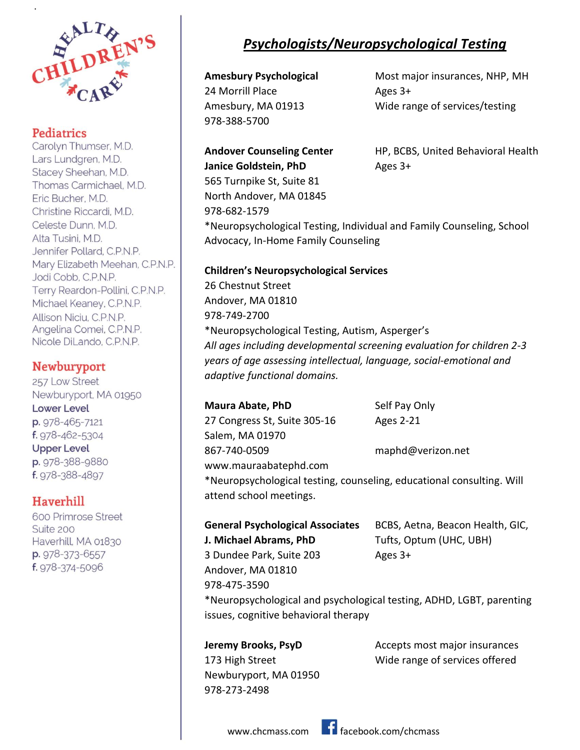CHILDREN'S HEALTH CARE

## Pediatrics

Carolyn Thumser, M.D.
Lars Lundgren, M.D.
Stacey Sheehan, M.D.
Thomas Carmichael, M.D.
Eric Bucher, M.D.
Christine Riccardi, M.D.
Celeste Dunn, M.D.
Alta Tusini, M.D.
Jennifer Pollard, C.P.N.P.
Mary Elizabeth Meehan, C.P.N.P.
Jodi Cobb, C.P.N.P.
Terry Reardon-Pollini, C.P.N.P.
Michael Keaney, C.P.N.P.
Allison Niciu, C.P.N.P.
Angelina Comei, C.P.N.P.
Nicole DiLando, C.P.N.P.

## Newburyport

257 Low Street
Newburyport, MA 01950

**Lower Level**
p. 978-465-7121
f. 978-462-5304

**Upper Level**
p. 978-388-9880
f. 978-388-4897

## Haverhill

600 Primrose Street
Suite 200
Haverhill, MA 01830
p. 978-373-6557
f. 978-374-5096

# *Psychologists/Neuropsychological Testing*

**Amesbury Psychological**
24 Morrill Place
Amesbury, MA 01913
978-388-5700
Most major insurances, NHP, MH
Ages 3+
Wide range of services/testing

**Andover Counseling Center**
**Janice Goldstein, PhD**
565 Turnpike St, Suite 81
North Andover, MA 01845
978-682-1579
HP, BCBS, United Behavioral Health
Ages 3+
*Neuropsychological Testing, Individual and Family Counseling, School Advocacy, In-Home Family Counseling

**Children's Neuropsychological Services**
26 Chestnut Street
Andover, MA 01810
978-749-2700
*Neuropsychological Testing, Autism, Asperger's
*All ages including developmental screening evaluation for children 2-3 years of age assessing intellectual, language, social-emotional and adaptive functional domains.*

**Maura Abate, PhD**
27 Congress St, Suite 305-16
Salem, MA 01970
867-740-0509
www.mauraabatephd.com
Self Pay Only
Ages 2-21
maphd@verizon.net
*Neuropsychological testing, counseling, educational consulting. Will attend school meetings.

**General Psychological Associates**
**J. Michael Abrams, PhD**
3 Dundee Park, Suite 203
Andover, MA 01810
978-475-3590
BCBS, Aetna, Beacon Health, GIC, Tufts, Optum (UHC, UBH)
Ages 3+
*Neuropsychological and psychological testing, ADHD, LGBT, parenting issues, cognitive behavioral therapy

**Jeremy Brooks, PsyD**
173 High Street
Newburyport, MA 01950
978-273-2498
Accepts most major insurances
Wide range of services offered

www.chcmass.com facebook.com/chcmass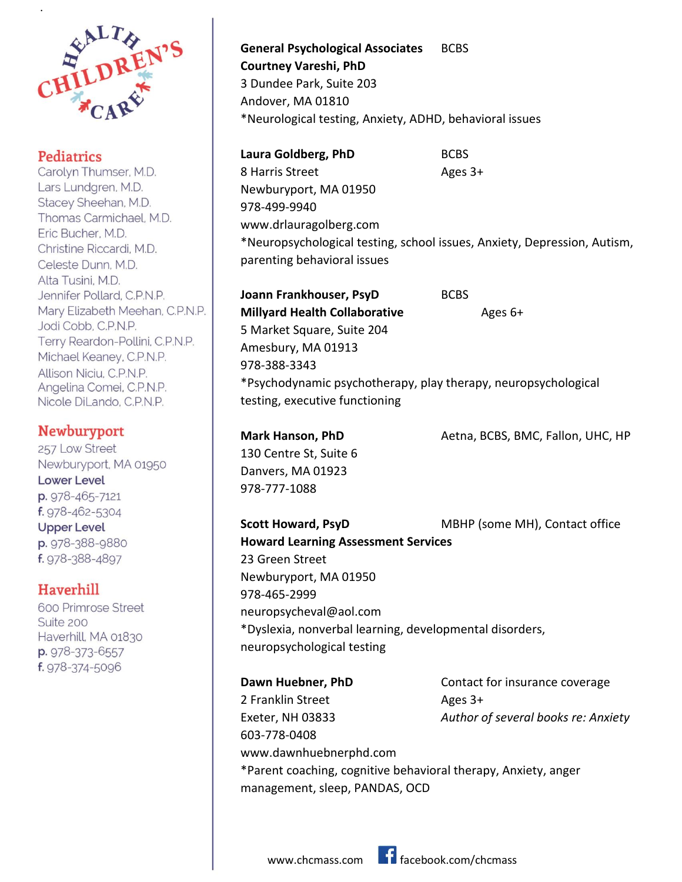## Pediatrics

Carolyn Thumser, M.D.
Lars Lundgren, M.D.
Stacey Sheehan, M.D.
Thomas Carmichael, M.D.
Eric Bucher, M.D.
Christine Riccardi, M.D.
Celeste Dunn, M.D.
Alta Tusini, M.D.
Jennifer Pollard, C.P.N.P.
Mary Elizabeth Meehan, C.P.N.P.
Jodi Cobb, C.P.N.P.
Terry Reardon-Pollini, C.P.N.P.
Michael Keaney, C.P.N.P.
Allison Niciu, C.P.N.P.
Angelina Comei, C.P.N.P.
Nicole DiLando, C.P.N.P.

## Newburyport

257 Low Street
Newburyport, MA 01950

**Lower Level**
p. 978-465-7121
f. 978-462-5304

**Upper Level**
p. 978-388-9880
f. 978-388-4897

## Haverhill

600 Primrose Street
Suite 200
Haverhill, MA 01830
p. 978-373-6557
f. 978-374-5096

---

**General Psychological Associates** BCBS
**Courtney Vareshi, PhD**
3 Dundee Park, Suite 203
Andover, MA 01810
*Neurological testing, Anxiety, ADHD, behavioral issues

**Laura Goldberg, PhD** BCBS
8 Harris Street Ages 3+
Newburyport, MA 01950
978-499-9940
www.drlauragolberg.com
*Neuropsychological testing, school issues, Anxiety, Depression, Autism, parenting behavioral issues

**Joann Frankhouser, PsyD** BCBS
**Millyard Health Collaborative** Ages 6+
5 Market Square, Suite 204
Amesbury, MA 01913
978-388-3343
*Psychodynamic psychotherapy, play therapy, neuropsychological testing, executive functioning

**Mark Hanson, PhD** Aetna, BCBS, BMC, Fallon, UHC, HP
130 Centre St, Suite 6
Danvers, MA 01923
978-777-1088

**Scott Howard, PsyD** MBHP (some MH), Contact office
**Howard Learning Assessment Services**
23 Green Street
Newburyport, MA 01950
978-465-2999
neuropsycheval@aol.com
*Dyslexia, nonverbal learning, developmental disorders, neuropsychological testing

**Dawn Huebner, PhD** Contact for insurance coverage
2 Franklin Street Ages 3+
Exeter, NH 03833 *Author of several books re: Anxiety*
603-778-0408
www.dawnhuebnerphd.com
*Parent coaching, cognitive behavioral therapy, Anxiety, anger management, sleep, PANDAS, OCD

www.chcmass.com facebook.com/chcmass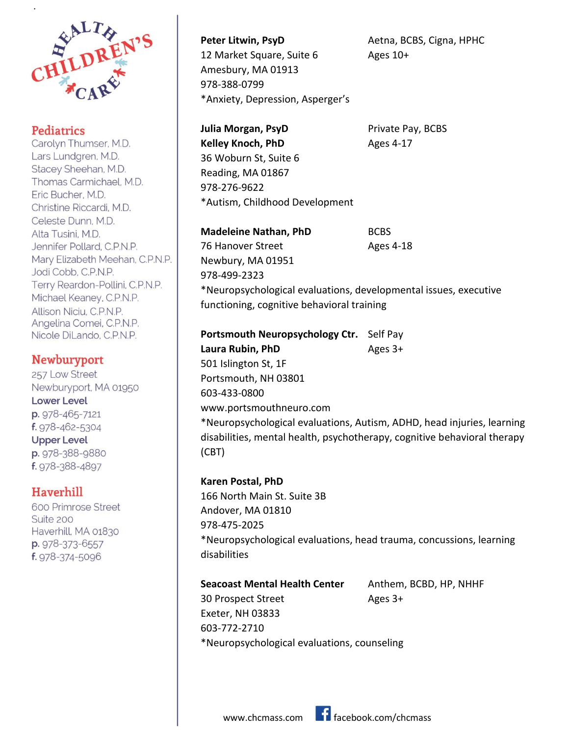HEALTH CHILDREN'S CARE

## Pediatrics

Carolyn Thumser, M.D.
Lars Lundgren, M.D.
Stacey Sheehan, M.D.
Thomas Carmichael, M.D.
Eric Bucher, M.D.
Christine Riccardi, M.D.
Celeste Dunn, M.D.
Alta Tusini, M.D.
Jennifer Pollard, C.P.N.P.
Mary Elizabeth Meehan, C.P.N.P.
Jodi Cobb, C.P.N.P.
Terry Reardon-Pollini, C.P.N.P.
Michael Keaney, C.P.N.P.
Allison Niciu, C.P.N.P.
Angelina Comei, C.P.N.P.
Nicole DiLando, C.P.N.P.

## Newburyport

257 Low Street
Newburyport, MA 01950
**Lower Level**
p. 978-465-7121
f. 978-462-5304
**Upper Level**
p. 978-388-9880
f. 978-388-4897

## Haverhill

600 Primrose Street
Suite 200
Haverhill, MA 01830
p. 978-373-6557
f. 978-374-5096

---

**Peter Litwin, PsyD**
12 Market Square, Suite 6
Amesbury, MA 01913
978-388-0799
*Anxiety, Depression, Asperger's
Aetna, BCBS, Cigna, HPHC
Ages 10+

**Julia Morgan, PsyD**
**Kelley Knoch, PhD**
36 Woburn St, Suite 6
Reading, MA 01867
978-276-9622
*Autism, Childhood Development
Private Pay, BCBS
Ages 4-17

**Madeleine Nathan, PhD**
76 Hanover Street
Newbury, MA 01951
978-499-2323
*Neuropsychological evaluations, developmental issues, executive functioning, cognitive behavioral training
BCBS
Ages 4-18

**Portsmouth Neuropsychology Ctr.**
**Laura Rubin, PhD**
501 Islington St, 1F
Portsmouth, NH 03801
603-433-0800
www.portsmouthneuro.com
*Neuropsychological evaluations, Autism, ADHD, head injuries, learning disabilities, mental health, psychotherapy, cognitive behavioral therapy (CBT)
Self Pay
Ages 3+

**Karen Postal, PhD**
166 North Main St. Suite 3B
Andover, MA 01810
978-475-2025
*Neuropsychological evaluations, head trauma, concussions, learning disabilities

**Seacoast Mental Health Center**
30 Prospect Street
Exeter, NH 03833
603-772-2710
*Neuropsychological evaluations, counseling
Anthem, BCBD, HP, NHHF
Ages 3+

www.chcmass.com facebook.com/chcmass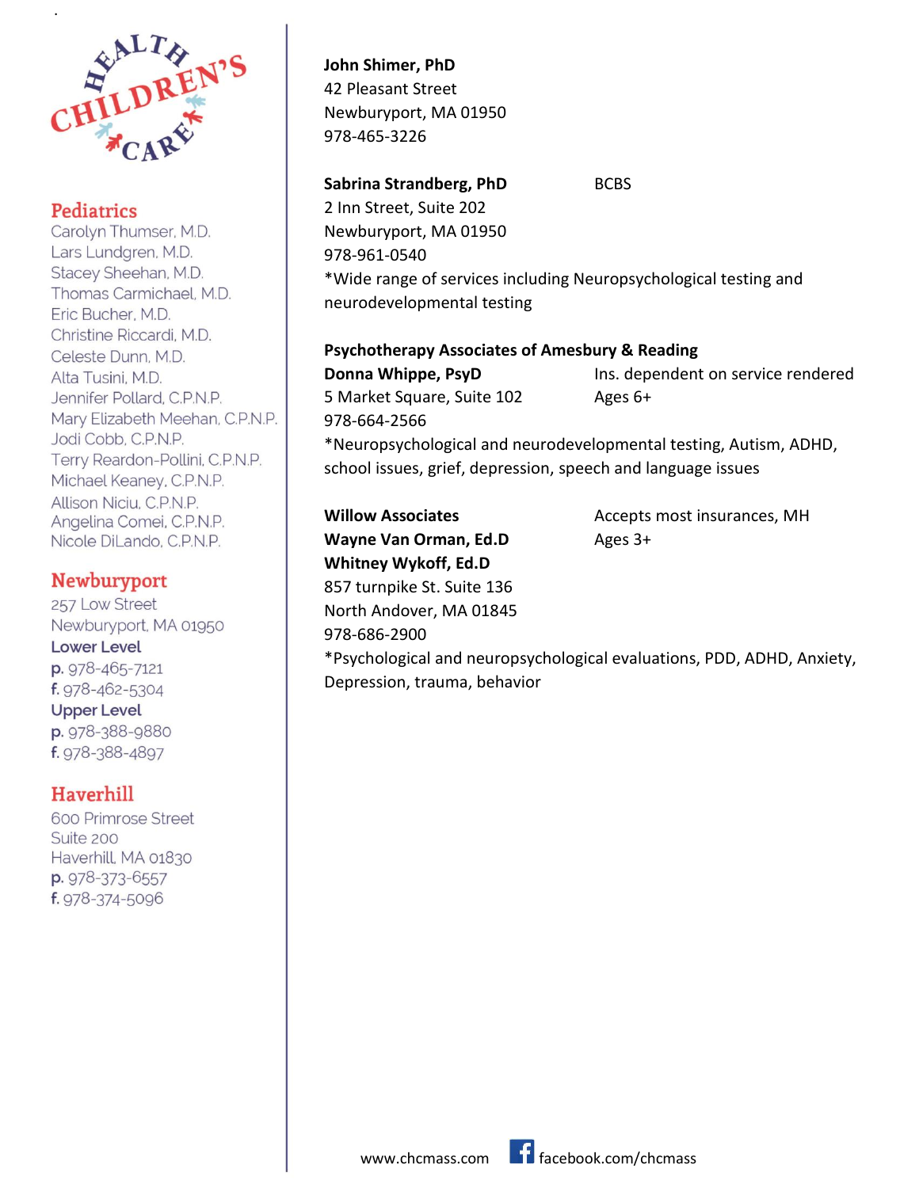HEALTHY CHILDREN'S CARE

## Pediatrics

Carolyn Thumser, M.D.
Lars Lundgren, M.D.
Stacey Sheehan, M.D.
Thomas Carmichael, M.D.
Eric Bucher, M.D.
Christine Riccardi, M.D.
Celeste Dunn, M.D.
Alta Tusini, M.D.
Jennifer Pollard, C.P.N.P.
Mary Elizabeth Meehan, C.P.N.P.
Jodi Cobb, C.P.N.P.
Terry Reardon-Pollini, C.P.N.P.
Michael Keaney, C.P.N.P.
Allison Niciu, C.P.N.P.
Angelina Comei, C.P.N.P.
Nicole DiLando, C.P.N.P.

## Newburyport

257 Low Street
Newburyport, MA 01950

**Lower Level**
p. 978-465-7121
f. 978-462-5304

**Upper Level**
p. 978-388-9880
f. 978-388-4897

## Haverhill

600 Primrose Street
Suite 200
Haverhill, MA 01830
p. 978-373-6557
f. 978-374-5096

---

**John Shimer, PhD**
42 Pleasant Street
Newburyport, MA 01950
978-465-3226

**Sabrina Strandberg, PhD** — BCBS
2 Inn Street, Suite 202
Newburyport, MA 01950
978-961-0540
*Wide range of services including Neuropsychological testing and neurodevelopmental testing

**Psychotherapy Associates of Amesbury & Reading**
**Donna Whippe, PsyD** — Ins. dependent on service rendered
5 Market Square, Suite 102 — Ages 6+
978-664-2566
*Neuropsychological and neurodevelopmental testing, Autism, ADHD, school issues, grief, depression, speech and language issues

**Willow Associates** — Accepts most insurances, MH
**Wayne Van Orman, Ed.D** — Ages 3+
**Whitney Wykoff, Ed.D**
857 turnpike St. Suite 136
North Andover, MA 01845
978-686-2900
*Psychological and neuropsychological evaluations, PDD, ADHD, Anxiety, Depression, trauma, behavior

www.chcmass.com facebook.com/chcmass